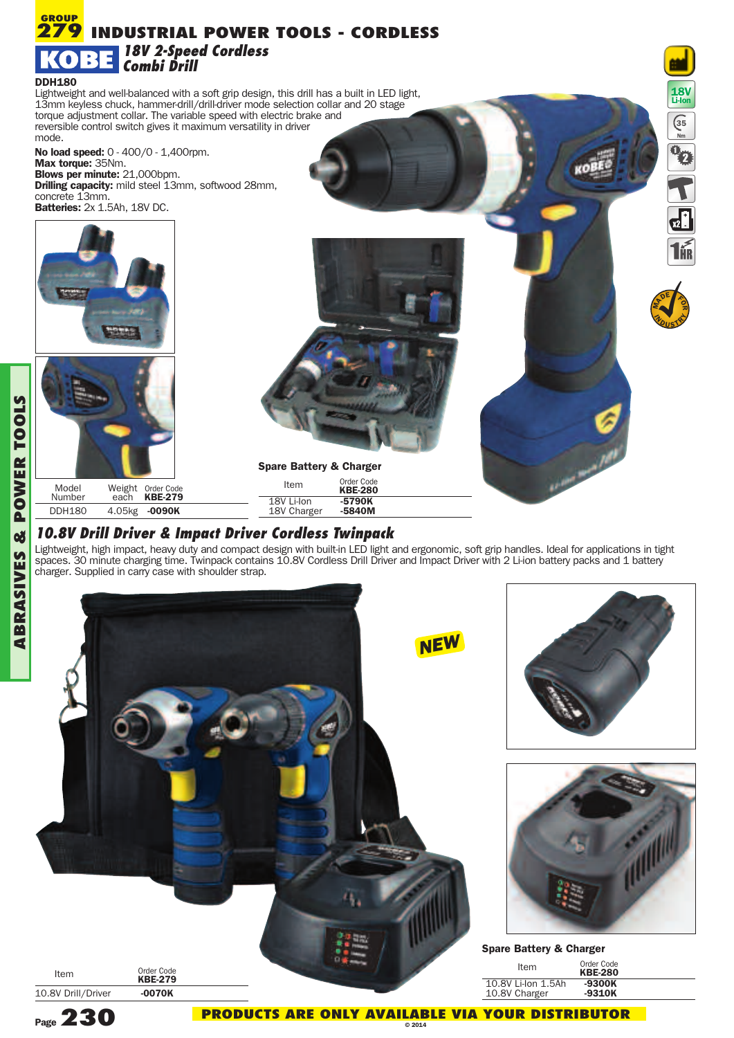# GROUP 279 INDUSTRIAL POWER TOOLS - CORDLESS

## KOBE 18V 2-Speed Cordless Combi Drill

**DDH180**

Lightweight and well-balanced with a soft grip design, this drill has a built in LED light, 13mm keyless chuck, hammer-drill/drill-driver mode selection collar and 20 stage torque adjustment collar. The variable speed with electric brake and reversible control switch gives it maximum versatility in driver mode.

**No load speed:** 0 - 400/0 - 1,400rpm.
**Max torque:** 35Nm.
**Blows per minute:** 21,000bpm.
**Drilling capacity:** mild steel 13mm, softwood 28mm, concrete 13mm.
**Batteries:** 2x 1.5Ah, 18V DC.

| Model Number | Weight each | Order Code KBE-279 |
|---|---|---|
| DDH180 | 4.05kg | -0090K |

**Spare Battery & Charger**

| Item | Order Code KBE-280 |
|---|---|
| 18V Li-Ion | -5790K |
| 18V Charger | -5840M |

## 10.8V Drill Driver & Impact Driver Cordless Twinpack

Lightweight, high impact, heavy duty and compact design with built-in LED light and ergonomic, soft grip handles. Ideal for applications in tight spaces. 30 minute charging time. Twinpack contains 10.8V Cordless Drill Driver and Impact Driver with 2 Li-ion battery packs and 1 battery charger. Supplied in carry case with shoulder strap.

NEW

| Item | Order Code KBE-279 |
|---|---|
| 10.8V Drill/Driver | -0070K |

**Spare Battery & Charger**

| Item | Order Code KBE-280 |
|---|---|
| 10.8V Li-Ion 1.5Ah | -9300K |
| 10.8V Charger | -9310K |

PRODUCTS ARE ONLY AVAILABLE VIA YOUR DISTRIBUTOR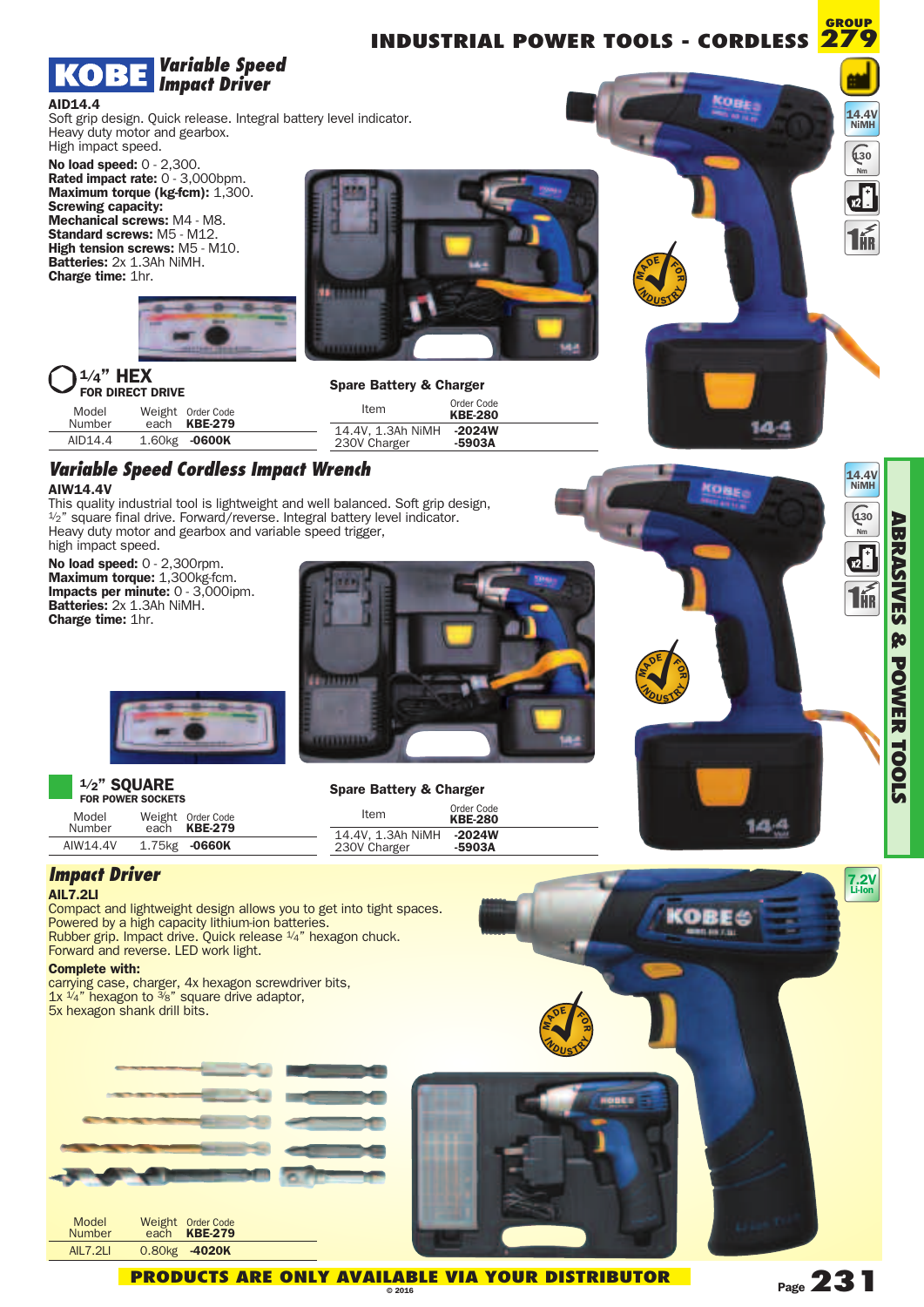# INDUSTRIAL POWER TOOLS - CORDLESS

## KOBE *Variable Speed Impact Driver*

**AID14.4**

Soft grip design. Quick release. Integral battery level indicator.
Heavy duty motor and gearbox.
High impact speed.

**No load speed:** 0 - 2,300.
**Rated impact rate:** 0 - 3,000bpm.
**Maximum torque (kg-fcm):** 1,300.
**Screwing capacity:**
**Mechanical screws:** M4 - M8.
**Standard screws:** M5 - M12.
**High tension screws:** M5 - M10.
**Batteries:** 2x 1.3Ah NiMH.
**Charge time:** 1hr.

14.4V NiMH | 130 Nm | x2 | 1HR

**1/4" HEX**
**FOR DIRECT DRIVE**

| Model Number | Weight each | Order Code KBE-279 |
|---|---|---|
| AID14.4 | 1.60kg | **-0600K** |

**Spare Battery & Charger**

| Item | Order Code KBE-280 |
|---|---|
| 14.4V, 1.3Ah NiMH | **-2024W** |
| 230V Charger | **-5903A** |

## *Variable Speed Cordless Impact Wrench*

**AIW14.4V**

This quality industrial tool is lightweight and well balanced. Soft grip design, 1/2" square final drive. Forward/reverse. Integral battery level indicator.
Heavy duty motor and gearbox and variable speed trigger,
high impact speed.

**No load speed:** 0 - 2,300rpm.
**Maximum torque:** 1,300kg-fcm.
**Impacts per minute:** 0 - 3,000ipm.
**Batteries:** 2x 1.3Ah NiMH.
**Charge time:** 1hr.

14.4V NiMH | 130 Nm | x2 | 1HR

**1/2" SQUARE**
**FOR POWER SOCKETS**

| Model Number | Weight each | Order Code KBE-279 |
|---|---|---|
| AIW14.4V | 1.75kg | **-0660K** |

**Spare Battery & Charger**

| Item | Order Code KBE-280 |
|---|---|
| 14.4V, 1.3Ah NiMH | **-2024W** |
| 230V Charger | **-5903A** |

## *Impact Driver*

**AIL7.2LI**

Compact and lightweight design allows you to get into tight spaces.
Powered by a high capacity lithium-ion batteries.
Rubber grip. Impact drive. Quick release 1/4" hexagon chuck.
Forward and reverse. LED work light.

**Complete with:**
carrying case, charger, 4x hexagon screwdriver bits,
1x 1/4" hexagon to 3/8" square drive adaptor,
5x hexagon shank drill bits.

7.2V Li-Ion

| Model Number | Weight each | Order Code KBE-279 |
|---|---|---|
| AIL7.2LI | 0.80kg | **-4020K** |

**PRODUCTS ARE ONLY AVAILABLE VIA YOUR DISTRIBUTOR**

© 2016